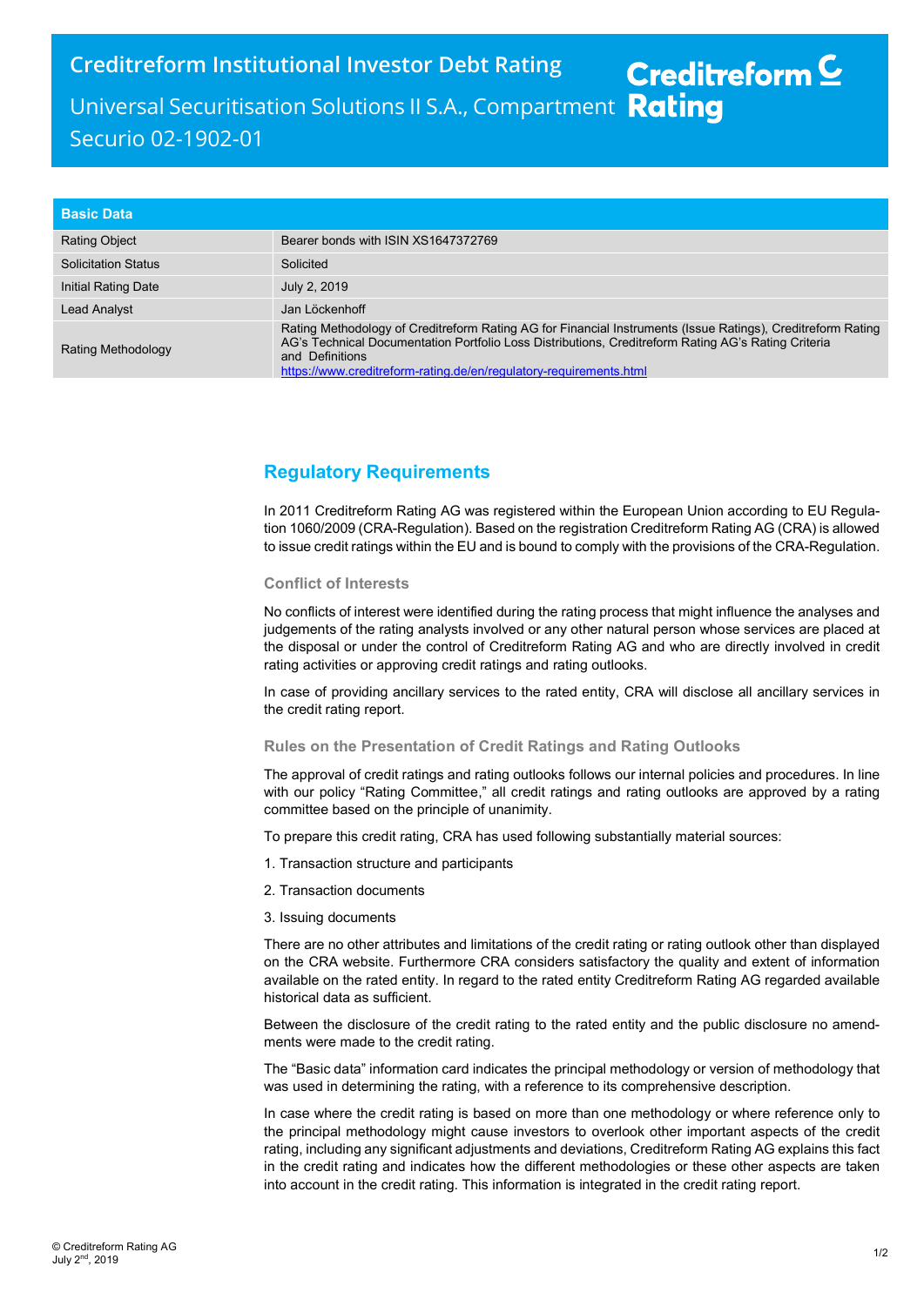# Creditreform Institutional Investor Debt Rating

Universal Securitisation Solutions II S.A., Compartment Securio 02-1902-01

Creditreform Rating

| Basic Data | |
|---|---|
| Rating Object | Bearer bonds with ISIN XS1647372769 |
| Solicitation Status | Solicited |
| Initial Rating Date | July 2, 2019 |
| Lead Analyst | Jan Löckenhoff |
| Rating Methodology | Rating Methodology of Creditreform Rating AG for Financial Instruments (Issue Ratings), Creditreform Rating AG's Technical Documentation Portfolio Loss Distributions, Creditreform Rating AG's Rating Criteria and Definitions https://www.creditreform-rating.de/en/regulatory-requirements.html |

## Regulatory Requirements

In 2011 Creditreform Rating AG was registered within the European Union according to EU Regulation 1060/2009 (CRA-Regulation). Based on the registration Creditreform Rating AG (CRA) is allowed to issue credit ratings within the EU and is bound to comply with the provisions of the CRA-Regulation.

### Conflict of Interests

No conflicts of interest were identified during the rating process that might influence the analyses and judgements of the rating analysts involved or any other natural person whose services are placed at the disposal or under the control of Creditreform Rating AG and who are directly involved in credit rating activities or approving credit ratings and rating outlooks.

In case of providing ancillary services to the rated entity, CRA will disclose all ancillary services in the credit rating report.

### Rules on the Presentation of Credit Ratings and Rating Outlooks

The approval of credit ratings and rating outlooks follows our internal policies and procedures. In line with our policy "Rating Committee," all credit ratings and rating outlooks are approved by a rating committee based on the principle of unanimity.

To prepare this credit rating, CRA has used following substantially material sources:

1. Transaction structure and participants
2. Transaction documents
3. Issuing documents

There are no other attributes and limitations of the credit rating or rating outlook other than displayed on the CRA website. Furthermore CRA considers satisfactory the quality and extent of information available on the rated entity. In regard to the rated entity Creditreform Rating AG regarded available historical data as sufficient.

Between the disclosure of the credit rating to the rated entity and the public disclosure no amendments were made to the credit rating.

The "Basic data" information card indicates the principal methodology or version of methodology that was used in determining the rating, with a reference to its comprehensive description.

In case where the credit rating is based on more than one methodology or where reference only to the principal methodology might cause investors to overlook other important aspects of the credit rating, including any significant adjustments and deviations, Creditreform Rating AG explains this fact in the credit rating and indicates how the different methodologies or these other aspects are taken into account in the credit rating. This information is integrated in the credit rating report.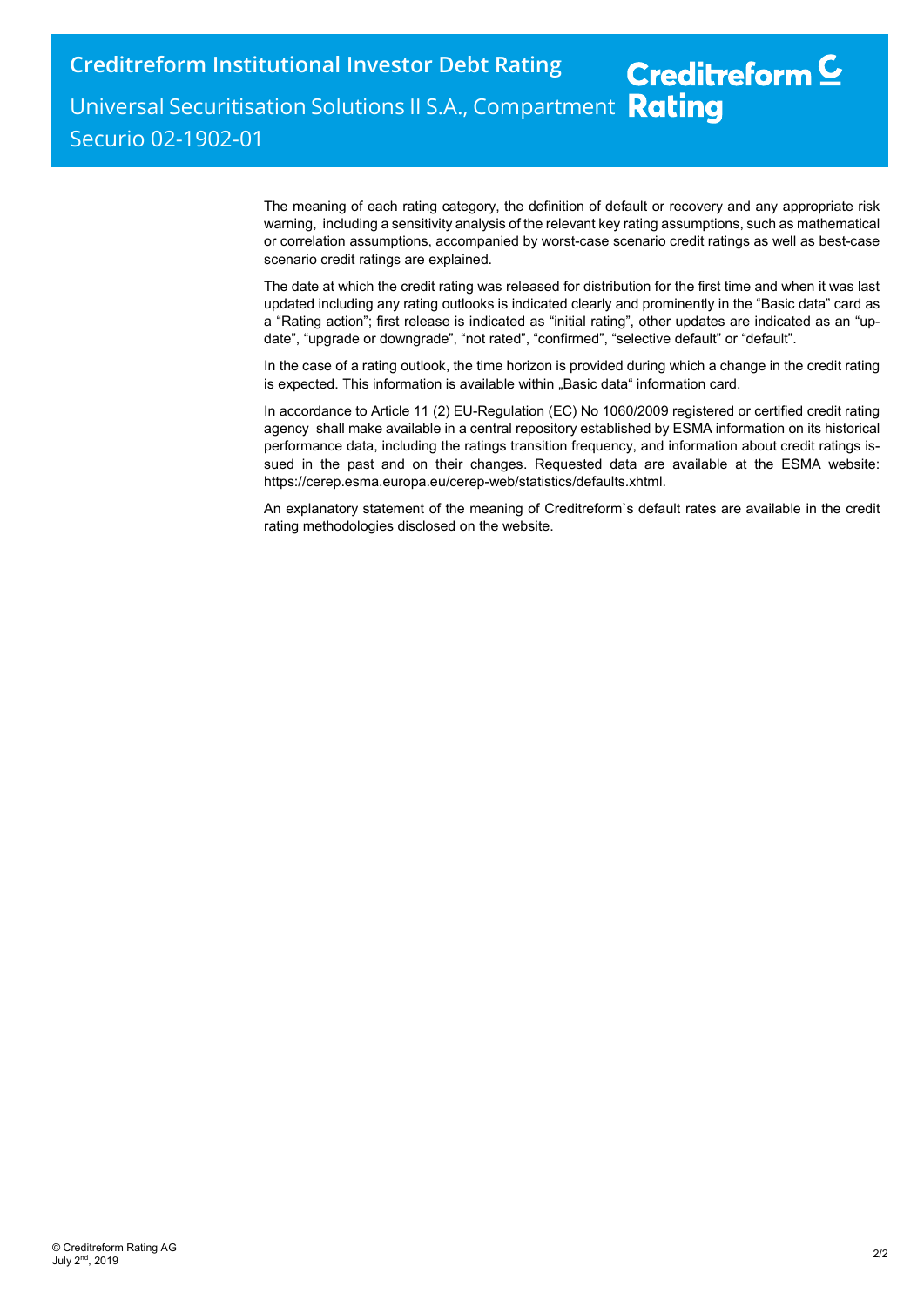The meaning of each rating category, the definition of default or recovery and any appropriate risk warning, including a sensitivity analysis of the relevant key rating assumptions, such as mathematical or correlation assumptions, accompanied by worst-case scenario credit ratings as well as best-case scenario credit ratings are explained.

The date at which the credit rating was released for distribution for the first time and when it was last updated including any rating outlooks is indicated clearly and prominently in the "Basic data" card as a "Rating action"; first release is indicated as "initial rating", other updates are indicated as an "update", "upgrade or downgrade", "not rated", "confirmed", "selective default" or "default".

In the case of a rating outlook, the time horizon is provided during which a change in the credit rating is expected. This information is available within „Basic data" information card.

In accordance to Article 11 (2) EU-Regulation (EC) No 1060/2009 registered or certified credit rating agency shall make available in a central repository established by ESMA information on its historical performance data, including the ratings transition frequency, and information about credit ratings issued in the past and on their changes. Requested data are available at the ESMA website: https://cerep.esma.europa.eu/cerep-web/statistics/defaults.xhtml.

An explanatory statement of the meaning of Creditreform`s default rates are available in the credit rating methodologies disclosed on the website.